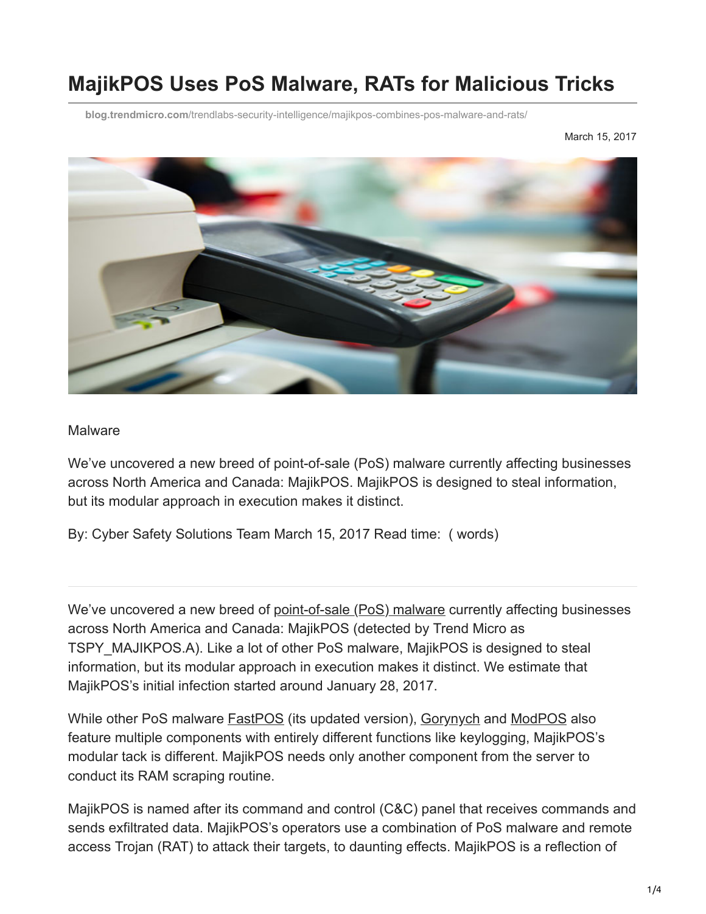# MajikPOS Uses PoS Malware, RATs for Malicious Tricks

blog.trendmicro.com/trendlabs-security-intelligence/majikpos-combines-pos-malware-and-rats/

March 15, 2017

Malware

We've uncovered a new breed of point-of-sale (PoS) malware currently affecting businesses across North America and Canada: MajikPOS. MajikPOS is designed to steal information, but its modular approach in execution makes it distinct.

By: Cyber Safety Solutions Team March 15, 2017 Read time: ( words)

---

We've uncovered a new breed of point-of-sale (PoS) malware currently affecting businesses across North America and Canada: MajikPOS (detected by Trend Micro as TSPY_MAJIKPOS.A). Like a lot of other PoS malware, MajikPOS is designed to steal information, but its modular approach in execution makes it distinct. We estimate that MajikPOS's initial infection started around January 28, 2017.

While other PoS malware FastPOS (its updated version), Gorynych and ModPOS also feature multiple components with entirely different functions like keylogging, MajikPOS's modular tack is different. MajikPOS needs only another component from the server to conduct its RAM scraping routine.

MajikPOS is named after its command and control (C&C) panel that receives commands and sends exfiltrated data. MajikPOS's operators use a combination of PoS malware and remote access Trojan (RAT) to attack their targets, to daunting effects. MajikPOS is a reflection of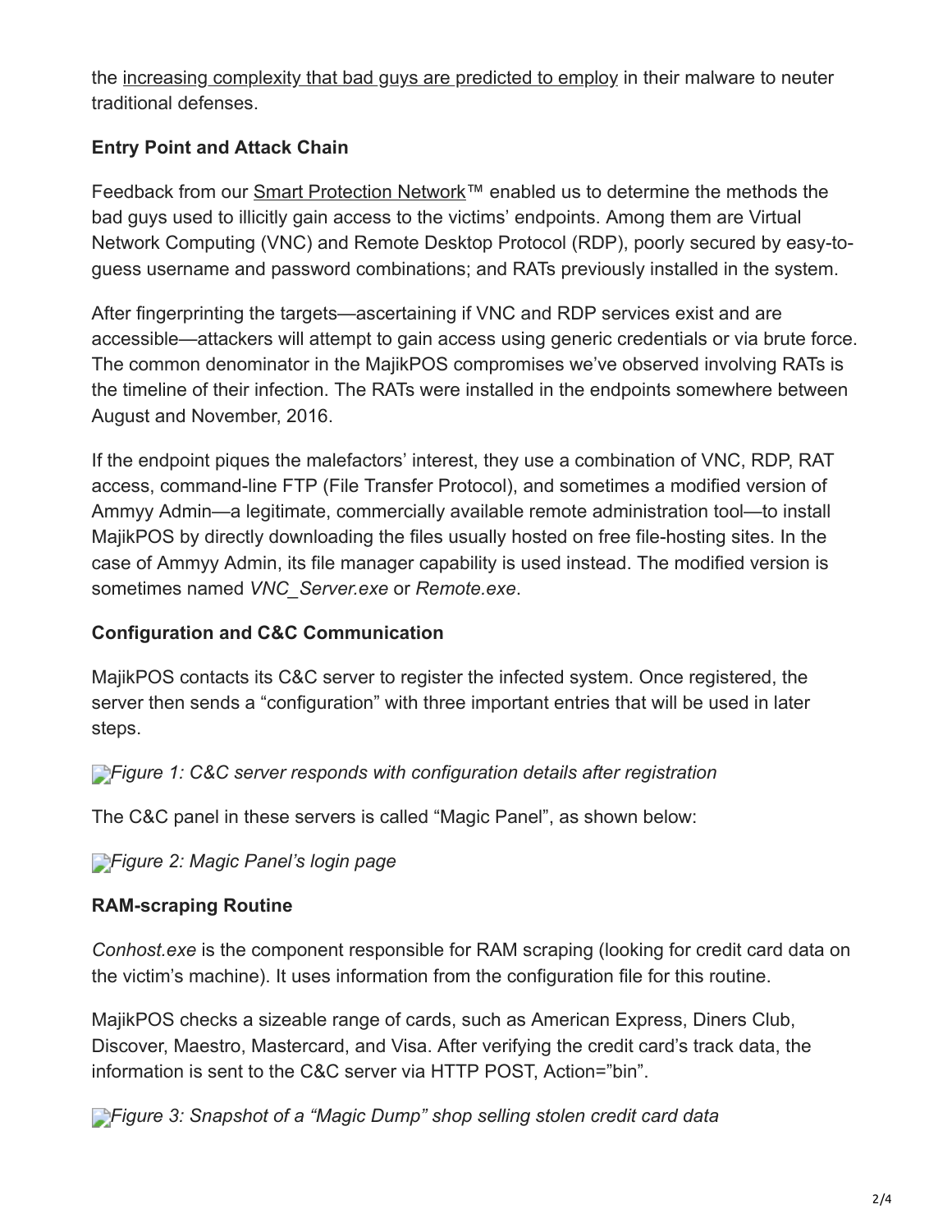the increasing complexity that bad guys are predicted to employ in their malware to neuter traditional defenses.

**Entry Point and Attack Chain**

Feedback from our Smart Protection Network™ enabled us to determine the methods the bad guys used to illicitly gain access to the victims' endpoints. Among them are Virtual Network Computing (VNC) and Remote Desktop Protocol (RDP), poorly secured by easy-to-guess username and password combinations; and RATs previously installed in the system.

After fingerprinting the targets—ascertaining if VNC and RDP services exist and are accessible—attackers will attempt to gain access using generic credentials or via brute force. The common denominator in the MajikPOS compromises we've observed involving RATs is the timeline of their infection. The RATs were installed in the endpoints somewhere between August and November, 2016.

If the endpoint piques the malefactors' interest, they use a combination of VNC, RDP, RAT access, command-line FTP (File Transfer Protocol), and sometimes a modified version of Ammyy Admin—a legitimate, commercially available remote administration tool—to install MajikPOS by directly downloading the files usually hosted on free file-hosting sites. In the case of Ammyy Admin, its file manager capability is used instead. The modified version is sometimes named *VNC_Server.exe* or *Remote.exe*.

**Configuration and C&C Communication**

MajikPOS contacts its C&C server to register the infected system. Once registered, the server then sends a "configuration" with three important entries that will be used in later steps.

*Figure 1: C&C server responds with configuration details after registration*

The C&C panel in these servers is called "Magic Panel", as shown below:

*Figure 2: Magic Panel's login page*

**RAM-scraping Routine**

*Conhost.exe* is the component responsible for RAM scraping (looking for credit card data on the victim's machine). It uses information from the configuration file for this routine.

MajikPOS checks a sizeable range of cards, such as American Express, Diners Club, Discover, Maestro, Mastercard, and Visa. After verifying the credit card's track data, the information is sent to the C&C server via HTTP POST, Action="bin".

*Figure 3: Snapshot of a "Magic Dump" shop selling stolen credit card data*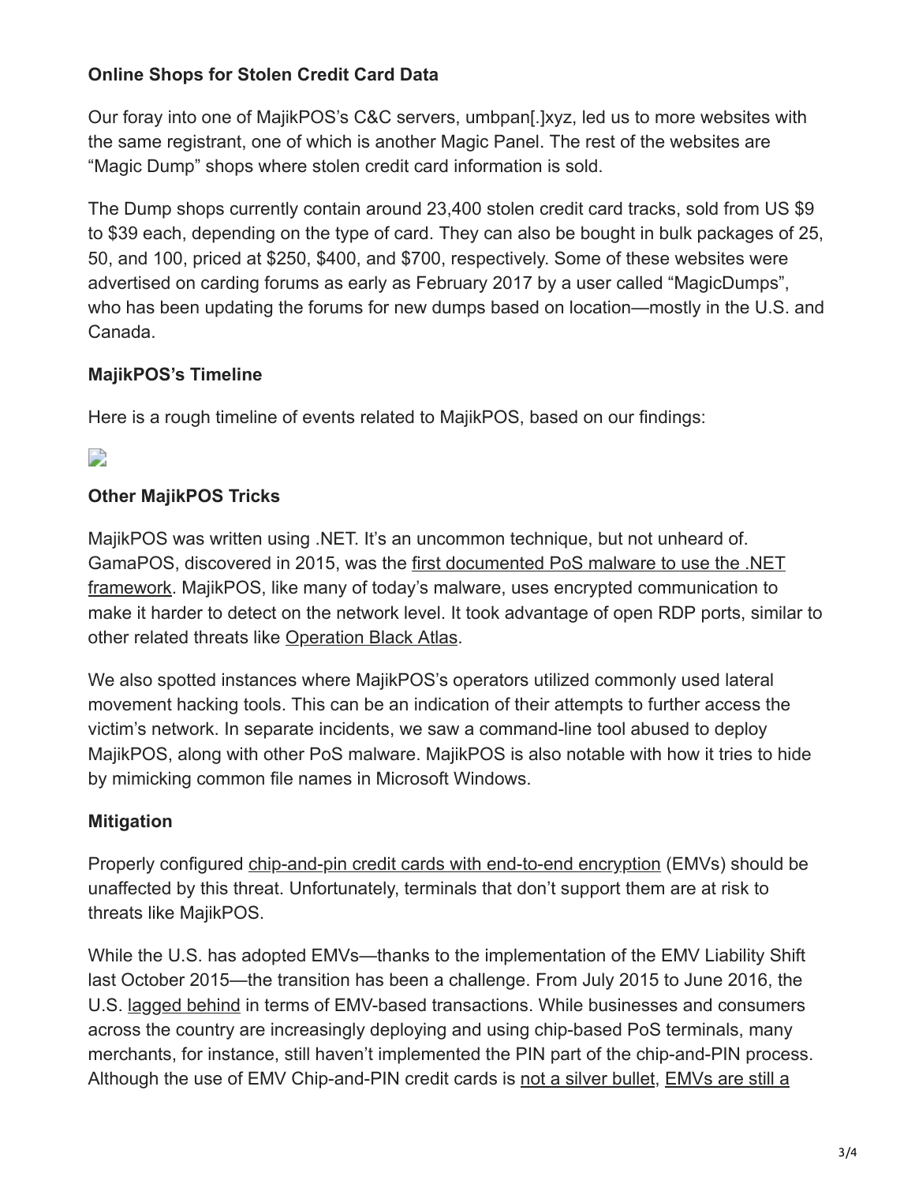### Online Shops for Stolen Credit Card Data

Our foray into one of MajikPOS's C&C servers, umbpan[.]xyz, led us to more websites with the same registrant, one of which is another Magic Panel. The rest of the websites are "Magic Dump" shops where stolen credit card information is sold.

The Dump shops currently contain around 23,400 stolen credit card tracks, sold from US $9 to $39 each, depending on the type of card. They can also be bought in bulk packages of 25, 50, and 100, priced at $250, $400, and $700, respectively. Some of these websites were advertised on carding forums as early as February 2017 by a user called "MagicDumps", who has been updating the forums for new dumps based on location—mostly in the U.S. and Canada.

### MajikPOS's Timeline

Here is a rough timeline of events related to MajikPOS, based on our findings:

### Other MajikPOS Tricks

MajikPOS was written using .NET. It's an uncommon technique, but not unheard of. GamaPOS, discovered in 2015, was the first documented PoS malware to use the .NET framework. MajikPOS, like many of today's malware, uses encrypted communication to make it harder to detect on the network level. It took advantage of open RDP ports, similar to other related threats like Operation Black Atlas.

We also spotted instances where MajikPOS's operators utilized commonly used lateral movement hacking tools. This can be an indication of their attempts to further access the victim's network. In separate incidents, we saw a command-line tool abused to deploy MajikPOS, along with other PoS malware. MajikPOS is also notable with how it tries to hide by mimicking common file names in Microsoft Windows.

### Mitigation

Properly configured chip-and-pin credit cards with end-to-end encryption (EMVs) should be unaffected by this threat. Unfortunately, terminals that don't support them are at risk to threats like MajikPOS.

While the U.S. has adopted EMVs—thanks to the implementation of the EMV Liability Shift last October 2015—the transition has been a challenge. From July 2015 to June 2016, the U.S. lagged behind in terms of EMV-based transactions. While businesses and consumers across the country are increasingly deploying and using chip-based PoS terminals, many merchants, for instance, still haven't implemented the PIN part of the chip-and-PIN process. Although the use of EMV Chip-and-PIN credit cards is not a silver bullet, EMVs are still a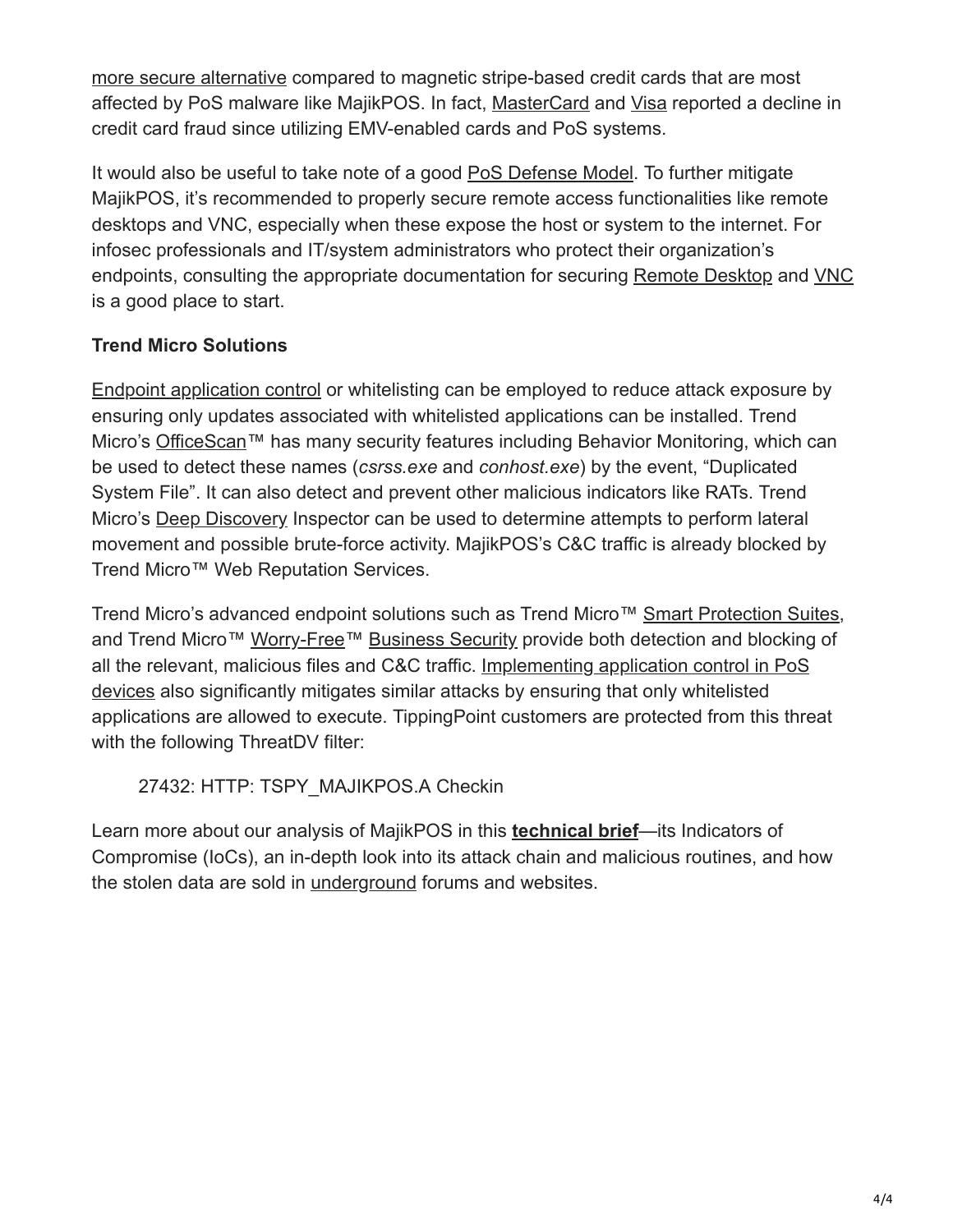more secure alternative compared to magnetic stripe-based credit cards that are most affected by PoS malware like MajikPOS. In fact, MasterCard and Visa reported a decline in credit card fraud since utilizing EMV-enabled cards and PoS systems.

It would also be useful to take note of a good PoS Defense Model. To further mitigate MajikPOS, it's recommended to properly secure remote access functionalities like remote desktops and VNC, especially when these expose the host or system to the internet. For infosec professionals and IT/system administrators who protect their organization's endpoints, consulting the appropriate documentation for securing Remote Desktop and VNC is a good place to start.

**Trend Micro Solutions**

Endpoint application control or whitelisting can be employed to reduce attack exposure by ensuring only updates associated with whitelisted applications can be installed. Trend Micro's OfficeScan™ has many security features including Behavior Monitoring, which can be used to detect these names (*csrss.exe* and *conhost.exe*) by the event, "Duplicated System File". It can also detect and prevent other malicious indicators like RATs. Trend Micro's Deep Discovery Inspector can be used to determine attempts to perform lateral movement and possible brute-force activity. MajikPOS's C&C traffic is already blocked by Trend Micro™ Web Reputation Services.

Trend Micro's advanced endpoint solutions such as Trend Micro™ Smart Protection Suites, and Trend Micro™ Worry-Free™ Business Security provide both detection and blocking of all the relevant, malicious files and C&C traffic. Implementing application control in PoS devices also significantly mitigates similar attacks by ensuring that only whitelisted applications are allowed to execute. TippingPoint customers are protected from this threat with the following ThreatDV filter:

> 27432: HTTP: TSPY_MAJIKPOS.A Checkin

Learn more about our analysis of MajikPOS in this **technical brief**—its Indicators of Compromise (IoCs), an in-depth look into its attack chain and malicious routines, and how the stolen data are sold in underground forums and websites.